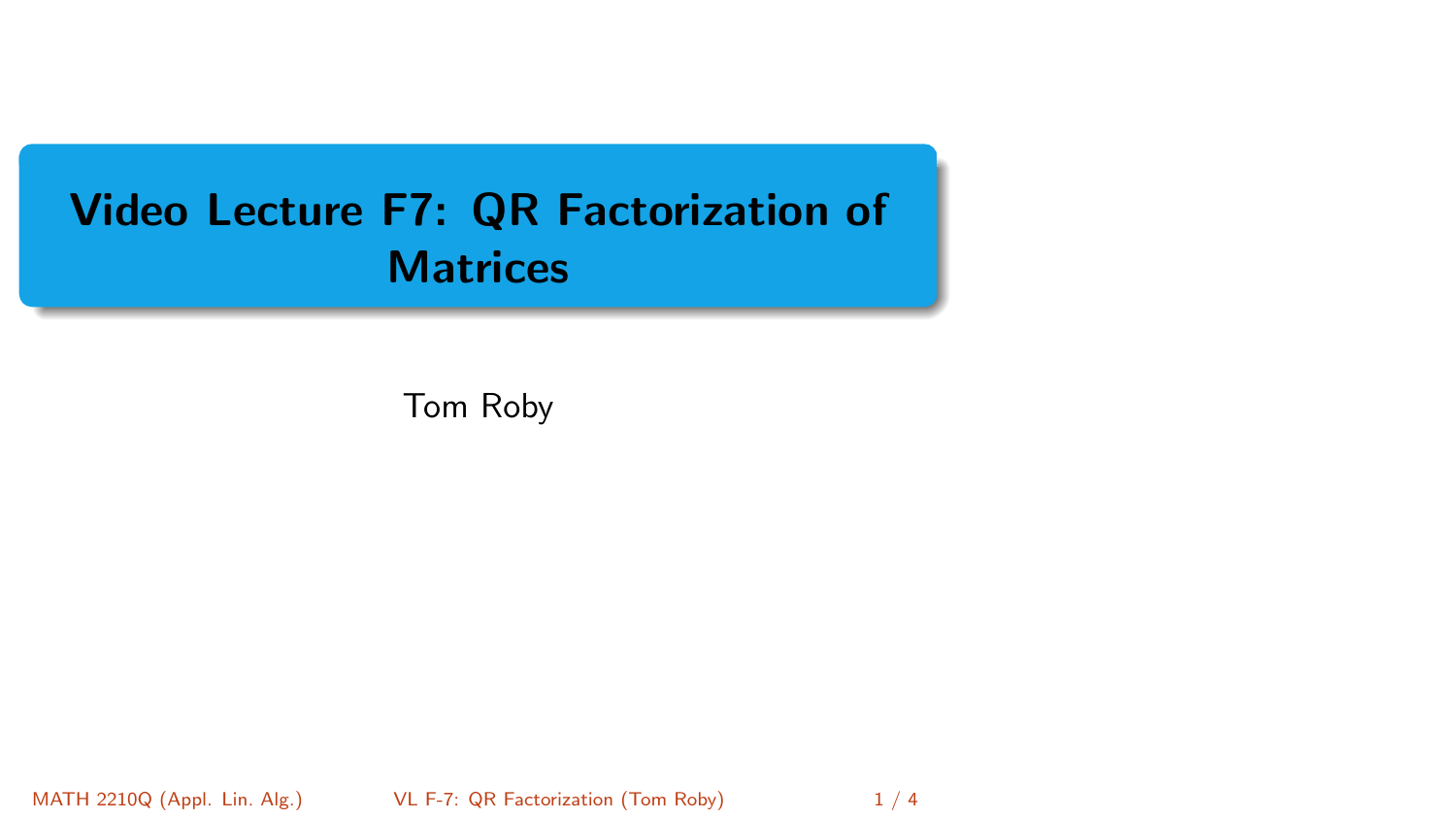# Video Lecture F7: QR Factorization of Matrices

Tom Roby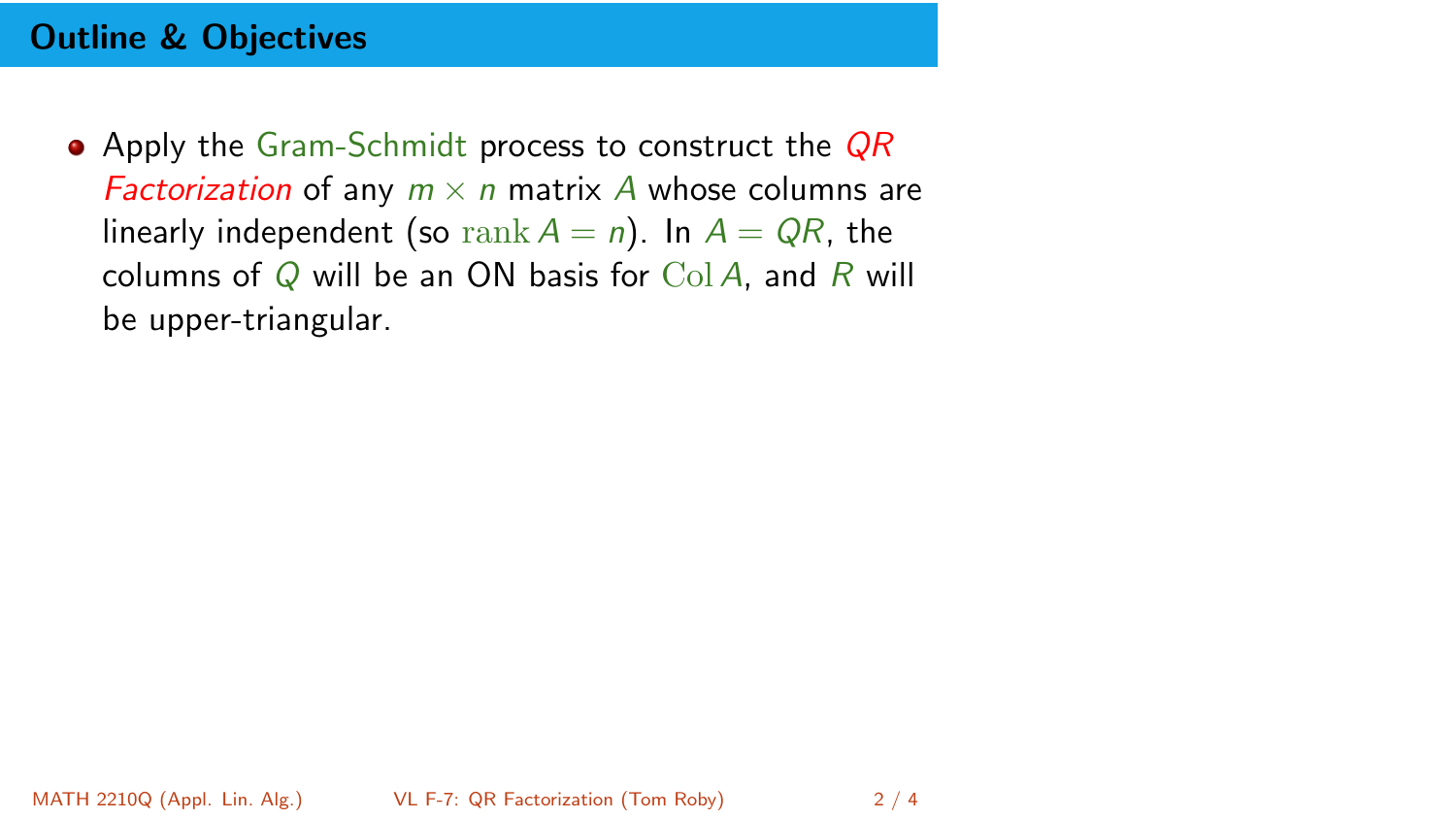## Outline & Objectives

- Apply the Gram-Schmidt process to construct the *QR Factorization* of any $m \times n$ matrix $A$ whose columns are linearly independent (so $\operatorname{rank} A = n$). In $A = QR$, the columns of $Q$ will be an ON basis for $\operatorname{Col} A$, and $R$ will be upper-triangular.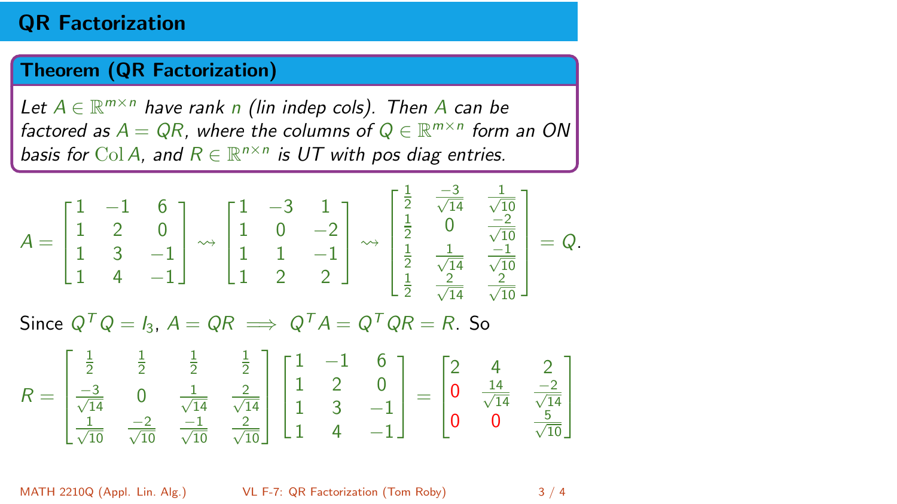# QR Factorization

### Theorem (QR Factorization)

*Let $A \in \mathbb{R}^{m\times n}$ have rank $n$ (lin indep cols). Then $A$ can be factored as $A = QR$, where the columns of $Q \in \mathbb{R}^{m\times n}$ form an ON basis for $\operatorname{Col} A$, and $R \in \mathbb{R}^{n\times n}$ is UT with pos diag entries.*

$$A = \begin{bmatrix} 1 & -1 & 6 \\ 1 & 2 & 0 \\ 1 & 3 & -1 \\ 1 & 4 & -1 \end{bmatrix} \rightsquigarrow \begin{bmatrix} 1 & -3 & 1 \\ 1 & 0 & -2 \\ 1 & 1 & -1 \\ 1 & 2 & 2 \end{bmatrix} \rightsquigarrow \begin{bmatrix} \frac{1}{2} & \frac{-3}{\sqrt{14}} & \frac{1}{\sqrt{10}} \\ \frac{1}{2} & 0 & \frac{-2}{\sqrt{10}} \\ \frac{1}{2} & \frac{1}{\sqrt{14}} & \frac{-1}{\sqrt{10}} \\ \frac{1}{2} & \frac{2}{\sqrt{14}} & \frac{2}{\sqrt{10}} \end{bmatrix} = Q.$$

Since $Q^TQ = I_3$, $A = QR \implies Q^TA = Q^TQR = R$. So

$$R = \begin{bmatrix} \frac{1}{2} & \frac{1}{2} & \frac{1}{2} & \frac{1}{2} \\ \frac{-3}{\sqrt{14}} & 0 & \frac{1}{\sqrt{14}} & \frac{2}{\sqrt{14}} \\ \frac{1}{\sqrt{10}} & \frac{-2}{\sqrt{10}} & \frac{-1}{\sqrt{10}} & \frac{2}{\sqrt{10}} \end{bmatrix} \begin{bmatrix} 1 & -1 & 6 \\ 1 & 2 & 0 \\ 1 & 3 & -1 \\ 1 & 4 & -1 \end{bmatrix} = \begin{bmatrix} 2 & 4 & 2 \\ 0 & \frac{14}{\sqrt{14}} & \frac{-2}{\sqrt{14}} \\ 0 & 0 & \frac{5}{\sqrt{10}} \end{bmatrix}$$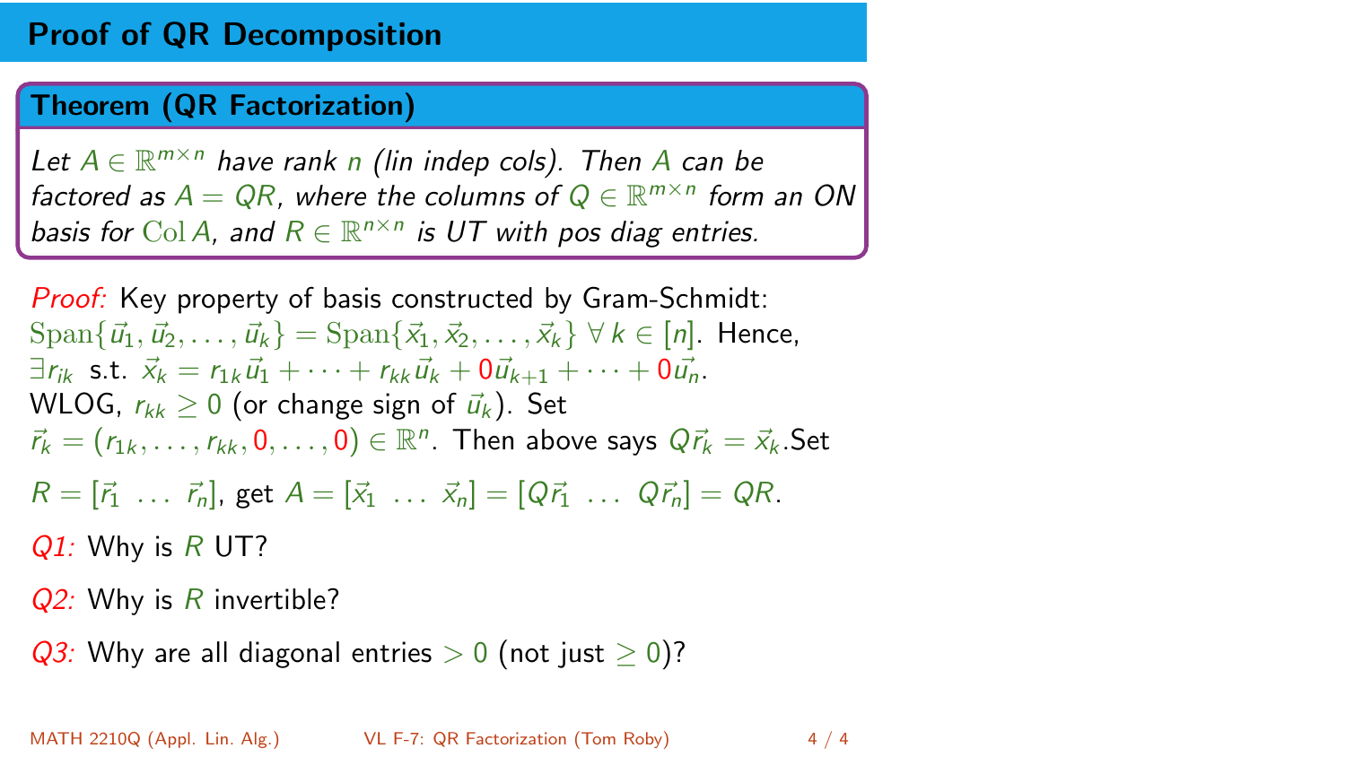## Proof of QR Decomposition

**Theorem (QR Factorization)**

*Let $A \in \mathbb{R}^{m\times n}$ have rank $n$ (lin indep cols). Then $A$ can be factored as $A = QR$, where the columns of $Q \in \mathbb{R}^{m\times n}$ form an ON basis for $\operatorname{Col} A$, and $R \in \mathbb{R}^{n\times n}$ is UT with pos diag entries.*

*Proof:* Key property of basis constructed by Gram-Schmidt: $\operatorname{Span}\{\vec{u}_1, \vec{u}_2, \dots, \vec{u}_k\} = \operatorname{Span}\{\vec{x}_1, \vec{x}_2, \dots, \vec{x}_k\}\ \forall\, k \in [n]$. Hence, $\exists r_{ik}$ s.t. $\vec{x}_k = r_{1k}\vec{u}_1 + \cdots + r_{kk}\vec{u}_k + 0\vec{u}_{k+1} + \cdots + 0\vec{u}_n$.
WLOG, $r_{kk} \geq 0$ (or change sign of $\vec{u}_k$). Set $\vec{r}_k = (r_{1k}, \dots, r_{kk}, 0, \dots, 0) \in \mathbb{R}^n$. Then above says $Q\vec{r}_k = \vec{x}_k$.Set

$R = [\vec{r}_1 \ \dots \ \vec{r}_n]$, get $A = [\vec{x}_1 \ \dots \ \vec{x}_n] = [Q\vec{r}_1 \ \dots \ Q\vec{r}_n] = QR$.

*Q1:* Why is $R$ UT?

*Q2:* Why is $R$ invertible?

*Q3:* Why are all diagonal entries $> 0$ (not just $\geq 0$)?